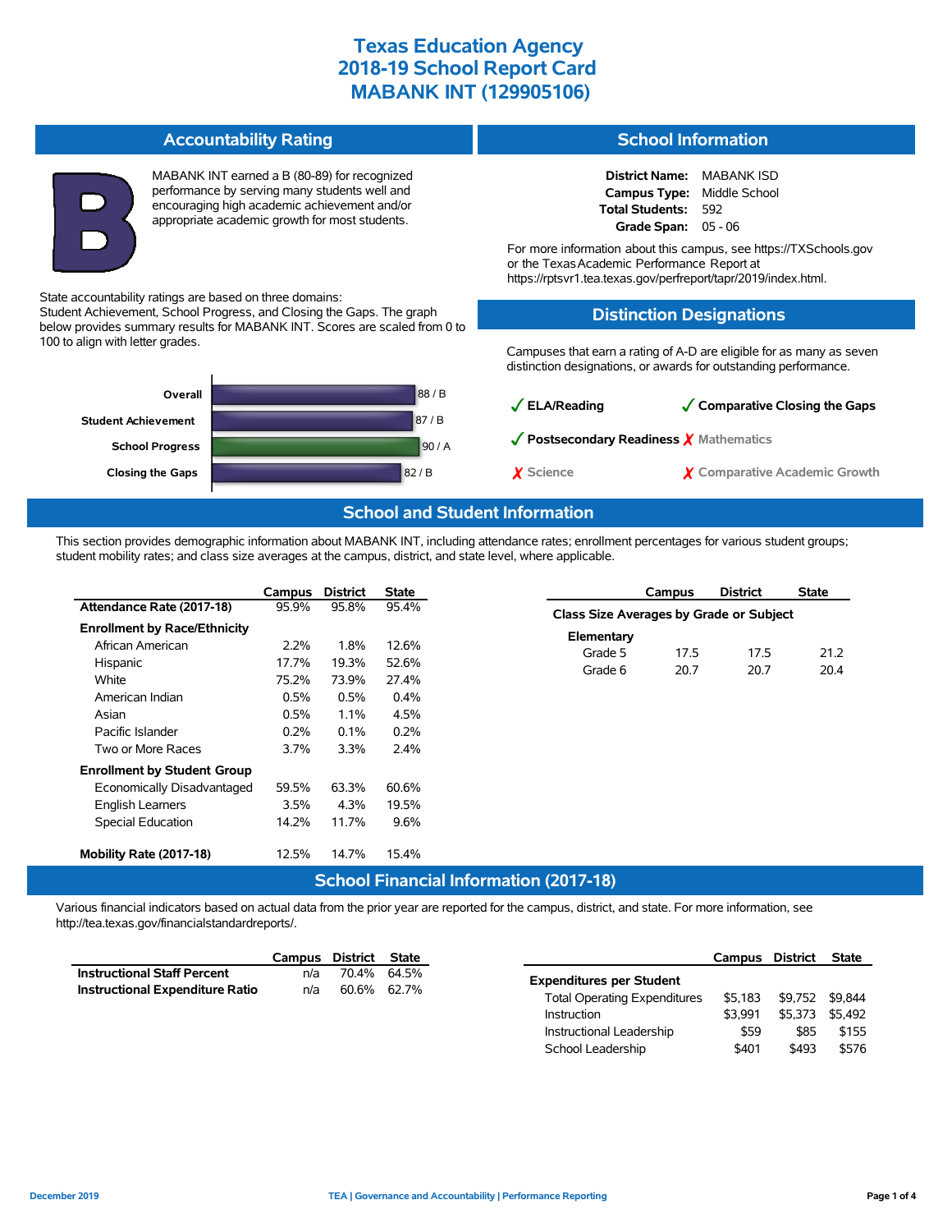# Texas Education Agency
# 2018-19 School Report Card
# MABANK INT (129905106)

## Accountability Rating

MABANK INT earned a B (80-89) for recognized performance by serving many students well and encouraging high academic achievement and/or appropriate academic growth for most students.

State accountability ratings are based on three domains: Student Achievement, School Progress, and Closing the Gaps. The graph below provides summary results for MABANK INT. Scores are scaled from 0 to 100 to align with letter grades.

| Domain | Score / Grade |
|---|---|
| Overall | 88 / B |
| Student Achievement | 87 / B |
| School Progress | 90 / A |
| Closing the Gaps | 82 / B |

## School Information

**District Name:** MABANK ISD
**Campus Type:** Middle School
**Total Students:** 592
**Grade Span:** 05 - 06

For more information about this campus, see https://TXSchools.gov or the Texas Academic Performance Report at https://rptsvr1.tea.texas.gov/perfreport/tapr/2019/index.html.

## Distinction Designations

Campuses that earn a rating of A-D are eligible for as many as seven distinction designations, or awards for outstanding performance.

- ✓ **ELA/Reading**
- ✓ **Comparative Closing the Gaps**
- ✓ **Postsecondary Readiness**
- ✗ Mathematics
- ✗ Science
- ✗ Comparative Academic Growth

## School and Student Information

This section provides demographic information about MABANK INT, including attendance rates; enrollment percentages for various student groups; student mobility rates; and class size averages at the campus, district, and state level, where applicable.

| | Campus | District | State |
|---|---|---|---|
| **Attendance Rate (2017-18)** | 95.9% | 95.8% | 95.4% |
| **Enrollment by Race/Ethnicity** | | | |
| African American | 2.2% | 1.8% | 12.6% |
| Hispanic | 17.7% | 19.3% | 52.6% |
| White | 75.2% | 73.9% | 27.4% |
| American Indian | 0.5% | 0.5% | 0.4% |
| Asian | 0.5% | 1.1% | 4.5% |
| Pacific Islander | 0.2% | 0.1% | 0.2% |
| Two or More Races | 3.7% | 3.3% | 2.4% |
| **Enrollment by Student Group** | | | |
| Economically Disadvantaged | 59.5% | 63.3% | 60.6% |
| English Learners | 3.5% | 4.3% | 19.5% |
| Special Education | 14.2% | 11.7% | 9.6% |
| **Mobility Rate (2017-18)** | 12.5% | 14.7% | 15.4% |

| | Campus | District | State |
|---|---|---|---|
| **Class Size Averages by Grade or Subject** | | | |
| **Elementary** | | | |
| Grade 5 | 17.5 | 17.5 | 21.2 |
| Grade 6 | 20.7 | 20.7 | 20.4 |

## School Financial Information (2017-18)

Various financial indicators based on actual data from the prior year are reported for the campus, district, and state. For more information, see http://tea.texas.gov/financialstandardreports/.

| | Campus | District | State |
|---|---|---|---|
| **Instructional Staff Percent** | n/a | 70.4% | 64.5% |
| **Instructional Expenditure Ratio** | n/a | 60.6% | 62.7% |

| | Campus | District | State |
|---|---|---|---|
| **Expenditures per Student** | | | |
| Total Operating Expenditures | $5,183 | $9,752 | $9,844 |
| Instruction | $3,991 | $5,373 | $5,492 |
| Instructional Leadership | $59 | $85 | $155 |
| School Leadership | $401 | $493 | $576 |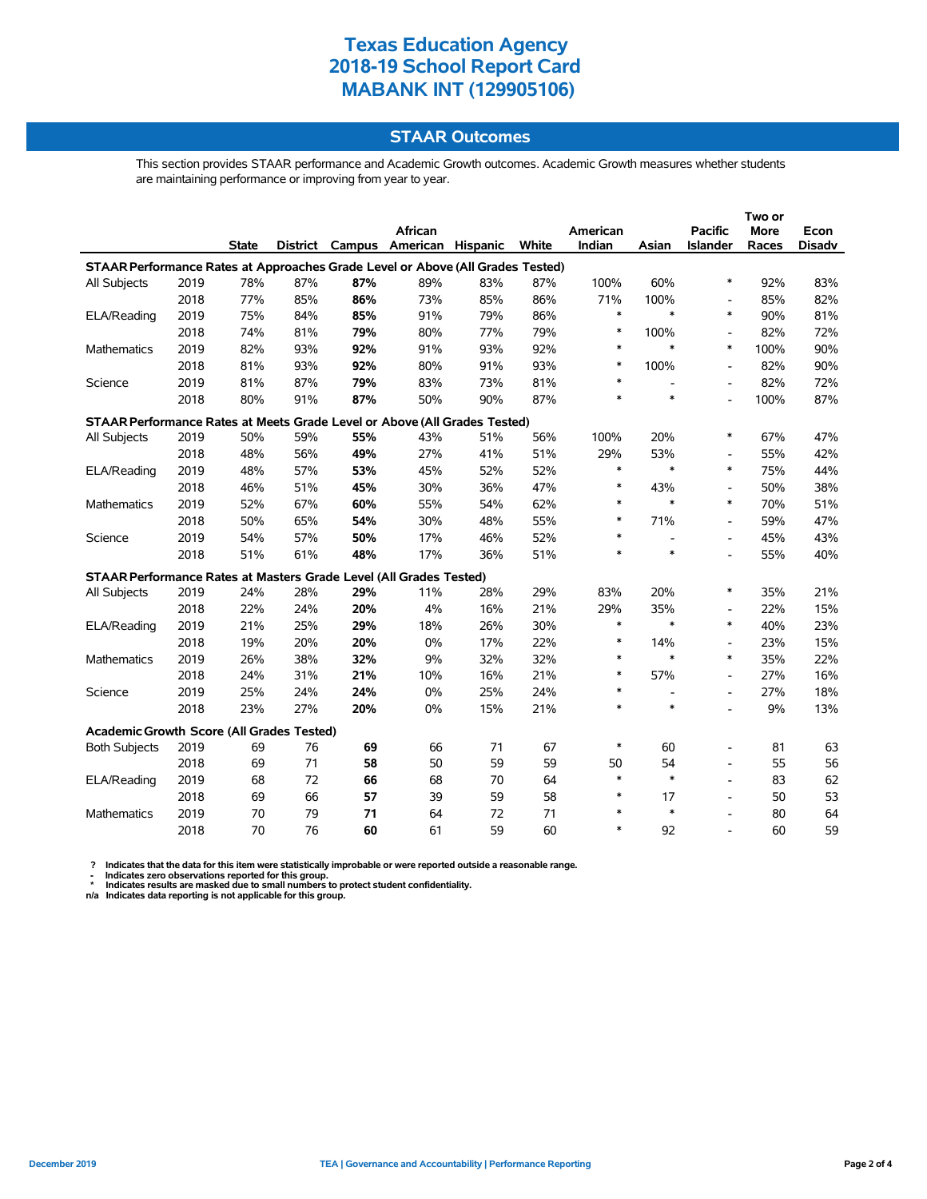# Texas Education Agency
# 2018-19 School Report Card
# MABANK INT (129905106)

## STAAR Outcomes

This section provides STAAR performance and Academic Growth outcomes. Academic Growth measures whether students are maintaining performance or improving from year to year.

| | | State | District | Campus | African American | Hispanic | White | American Indian | Asian | Pacific Islander | Two or More Races | Econ Disadv |
|---|---|---|---|---|---|---|---|---|---|---|---|---|
| **STAAR Performance Rates at Approaches Grade Level or Above (All Grades Tested)** | | | | | | | | | | | | |
| All Subjects | 2019 | 78% | 87% | **87%** | 89% | 83% | 87% | 100% | 60% | * | 92% | 83% |
| | 2018 | 77% | 85% | **86%** | 73% | 85% | 86% | 71% | 100% | - | 85% | 82% |
| ELA/Reading | 2019 | 75% | 84% | **85%** | 91% | 79% | 86% | * | * | * | 90% | 81% |
| | 2018 | 74% | 81% | **79%** | 80% | 77% | 79% | * | 100% | - | 82% | 72% |
| Mathematics | 2019 | 82% | 93% | **92%** | 91% | 93% | 92% | * | * | * | 100% | 90% |
| | 2018 | 81% | 93% | **92%** | 80% | 91% | 93% | * | 100% | - | 82% | 90% |
| Science | 2019 | 81% | 87% | **79%** | 83% | 73% | 81% | * | - | - | 82% | 72% |
| | 2018 | 80% | 91% | **87%** | 50% | 90% | 87% | * | * | - | 100% | 87% |
| **STAAR Performance Rates at Meets Grade Level or Above (All Grades Tested)** | | | | | | | | | | | | |
| All Subjects | 2019 | 50% | 59% | **55%** | 43% | 51% | 56% | 100% | 20% | * | 67% | 47% |
| | 2018 | 48% | 56% | **49%** | 27% | 41% | 51% | 29% | 53% | - | 55% | 42% |
| ELA/Reading | 2019 | 48% | 57% | **53%** | 45% | 52% | 52% | * | * | * | 75% | 44% |
| | 2018 | 46% | 51% | **45%** | 30% | 36% | 47% | * | 43% | - | 50% | 38% |
| Mathematics | 2019 | 52% | 67% | **60%** | 55% | 54% | 62% | * | * | * | 70% | 51% |
| | 2018 | 50% | 65% | **54%** | 30% | 48% | 55% | * | 71% | - | 59% | 47% |
| Science | 2019 | 54% | 57% | **50%** | 17% | 46% | 52% | * | - | - | 45% | 43% |
| | 2018 | 51% | 61% | **48%** | 17% | 36% | 51% | * | * | - | 55% | 40% |
| **STAAR Performance Rates at Masters Grade Level (All Grades Tested)** | | | | | | | | | | | | |
| All Subjects | 2019 | 24% | 28% | **29%** | 11% | 28% | 29% | 83% | 20% | * | 35% | 21% |
| | 2018 | 22% | 24% | **20%** | 4% | 16% | 21% | 29% | 35% | - | 22% | 15% |
| ELA/Reading | 2019 | 21% | 25% | **29%** | 18% | 26% | 30% | * | * | * | 40% | 23% |
| | 2018 | 19% | 20% | **20%** | 0% | 17% | 22% | * | 14% | - | 23% | 15% |
| Mathematics | 2019 | 26% | 38% | **32%** | 9% | 32% | 32% | * | * | * | 35% | 22% |
| | 2018 | 24% | 31% | **21%** | 10% | 16% | 21% | * | 57% | - | 27% | 16% |
| Science | 2019 | 25% | 24% | **24%** | 0% | 25% | 24% | * | - | - | 27% | 18% |
| | 2018 | 23% | 27% | **20%** | 0% | 15% | 21% | * | * | - | 9% | 13% |
| **Academic Growth Score (All Grades Tested)** | | | | | | | | | | | | |
| Both Subjects | 2019 | 69 | 76 | **69** | 66 | 71 | 67 | * | 60 | - | 81 | 63 |
| | 2018 | 69 | 71 | **58** | 50 | 59 | 59 | 50 | 54 | - | 55 | 56 |
| ELA/Reading | 2019 | 68 | 72 | **66** | 68 | 70 | 64 | * | * | - | 83 | 62 |
| | 2018 | 69 | 66 | **57** | 39 | 59 | 58 | * | 17 | - | 50 | 53 |
| Mathematics | 2019 | 70 | 79 | **71** | 64 | 72 | 71 | * | * | - | 80 | 64 |
| | 2018 | 70 | 76 | **60** | 61 | 59 | 60 | * | 92 | - | 60 | 59 |

? Indicates that the data for this item were statistically improbable or were reported outside a reasonable range.
\- Indicates zero observations reported for this group.
\* Indicates results are masked due to small numbers to protect student confidentiality.
n/a Indicates data reporting is not applicable for this group.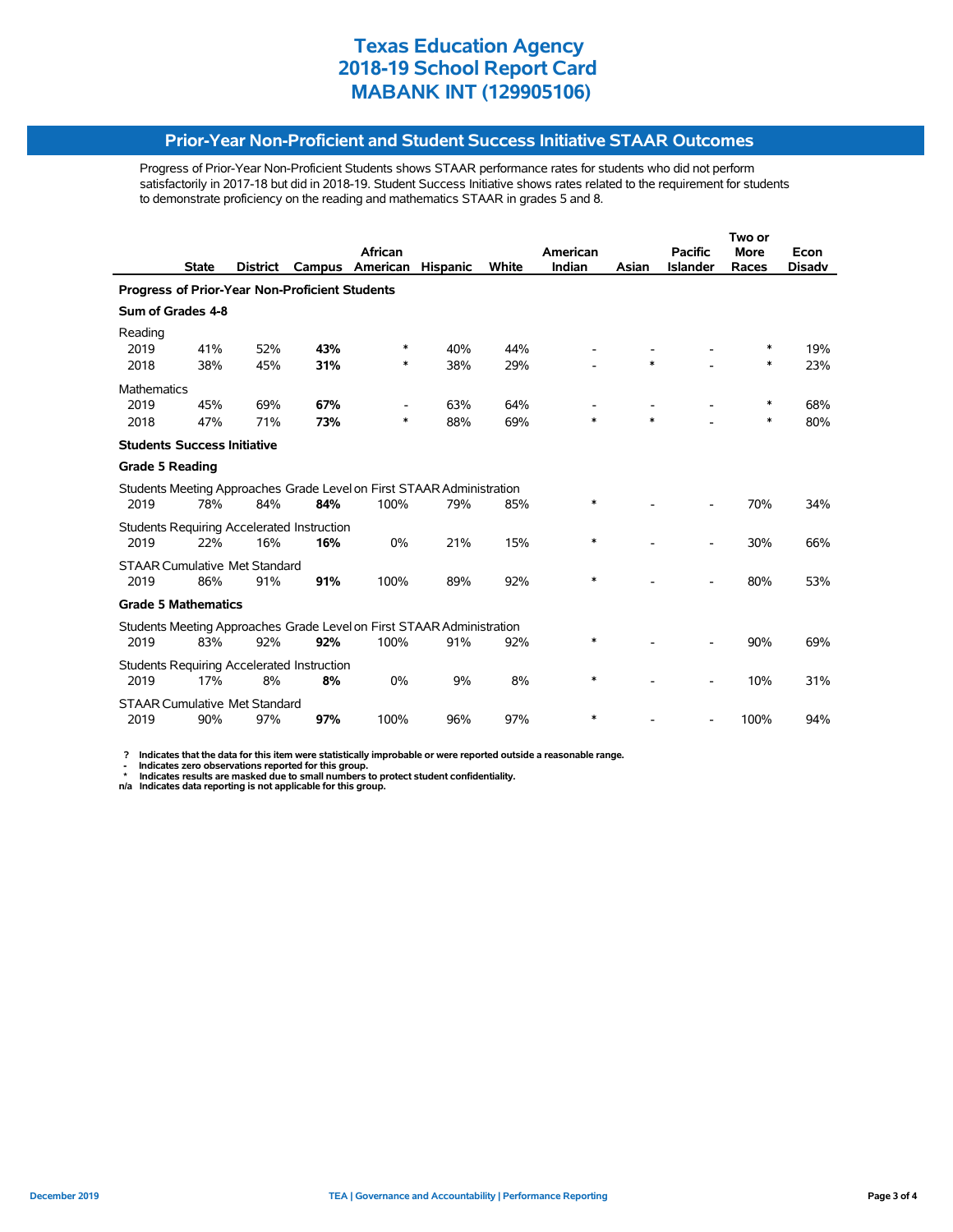# Texas Education Agency
# 2018-19 School Report Card
# MABANK INT (129905106)

## Prior-Year Non-Proficient and Student Success Initiative STAAR Outcomes

Progress of Prior-Year Non-Proficient Students shows STAAR performance rates for students who did not perform satisfactorily in 2017-18 but did in 2018-19. Student Success Initiative shows rates related to the requirement for students to demonstrate proficiency on the reading and mathematics STAAR in grades 5 and 8.

| | State | District | Campus | African American | Hispanic | White | American Indian | Asian | Pacific Islander | Two or More Races | Econ Disadv |
|---|---|---|---|---|---|---|---|---|---|---|---|
| **Progress of Prior-Year Non-Proficient Students** | | | | | | | | | | | |
| **Sum of Grades 4-8** | | | | | | | | | | | |
| Reading | | | | | | | | | | | |
| 2019 | 41% | 52% | **43%** | * | 40% | 44% | - | - | - | * | 19% |
| 2018 | 38% | 45% | **31%** | * | 38% | 29% | - | * | - | * | 23% |
| Mathematics | | | | | | | | | | | |
| 2019 | 45% | 69% | **67%** | - | 63% | 64% | - | - | - | * | 68% |
| 2018 | 47% | 71% | **73%** | * | 88% | 69% | * | * | - | * | 80% |
| **Students Success Initiative** | | | | | | | | | | | |
| **Grade 5 Reading** | | | | | | | | | | | |
| Students Meeting Approaches Grade Level on First STAAR Administration | | | | | | | | | | | |
| 2019 | 78% | 84% | **84%** | 100% | 79% | 85% | * | - | - | 70% | 34% |
| Students Requiring Accelerated Instruction | | | | | | | | | | | |
| 2019 | 22% | 16% | **16%** | 0% | 21% | 15% | * | - | - | 30% | 66% |
| STAAR Cumulative Met Standard | | | | | | | | | | | |
| 2019 | 86% | 91% | **91%** | 100% | 89% | 92% | * | - | - | 80% | 53% |
| **Grade 5 Mathematics** | | | | | | | | | | | |
| Students Meeting Approaches Grade Level on First STAAR Administration | | | | | | | | | | | |
| 2019 | 83% | 92% | **92%** | 100% | 91% | 92% | * | - | - | 90% | 69% |
| Students Requiring Accelerated Instruction | | | | | | | | | | | |
| 2019 | 17% | 8% | **8%** | 0% | 9% | 8% | * | - | - | 10% | 31% |
| STAAR Cumulative Met Standard | | | | | | | | | | | |
| 2019 | 90% | 97% | **97%** | 100% | 96% | 97% | * | - | - | 100% | 94% |

**?** Indicates that the data for this item were statistically improbable or were reported outside a reasonable range.
**-** Indicates zero observations reported for this group.
**\*** Indicates results are masked due to small numbers to protect student confidentiality.
**n/a** Indicates data reporting is not applicable for this group.